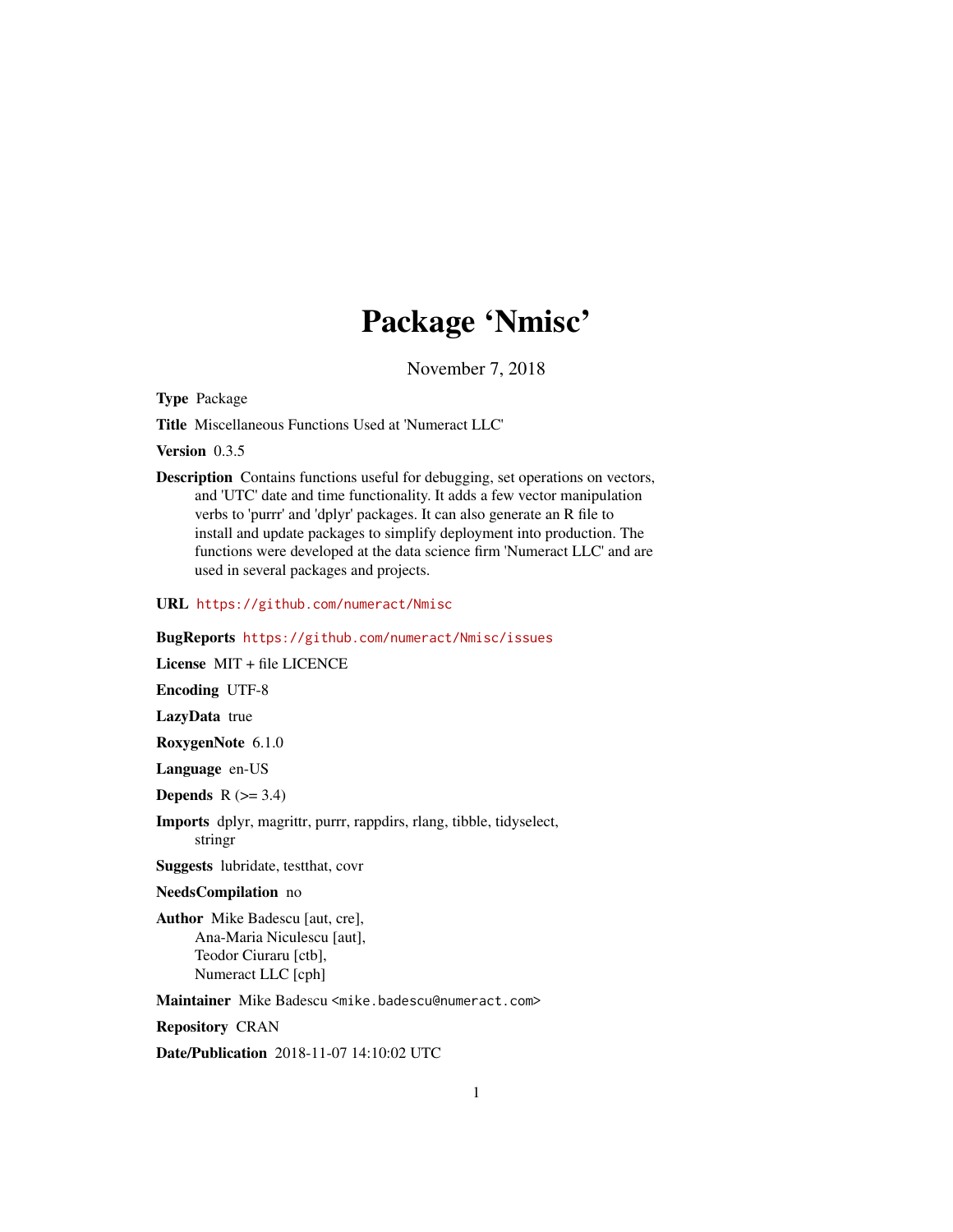# Package 'Nmisc'

November 7, 2018

**Type** Package

**Title** Miscellaneous Functions Used at 'Numeract LLC'

**Version** 0.3.5

**Description** Contains functions useful for debugging, set operations on vectors, and 'UTC' date and time functionality. It adds a few vector manipulation verbs to 'purrr' and 'dplyr' packages. It can also generate an R file to install and update packages to simplify deployment into production. The functions were developed at the data science firm 'Numeract LLC' and are used in several packages and projects.

**URL** https://github.com/numeract/Nmisc

**BugReports** https://github.com/numeract/Nmisc/issues

**License** MIT + file LICENCE

**Encoding** UTF-8

**LazyData** true

**RoxygenNote** 6.1.0

**Language** en-US

**Depends** R (>= 3.4)

**Imports** dplyr, magrittr, purrr, rappdirs, rlang, tibble, tidyselect, stringr

**Suggests** lubridate, testthat, covr

**NeedsCompilation** no

**Author** Mike Badescu [aut, cre],
Ana-Maria Niculescu [aut],
Teodor Ciuraru [ctb],
Numeract LLC [cph]

**Maintainer** Mike Badescu <mike.badescu@numeract.com>

**Repository** CRAN

**Date/Publication** 2018-11-07 14:10:02 UTC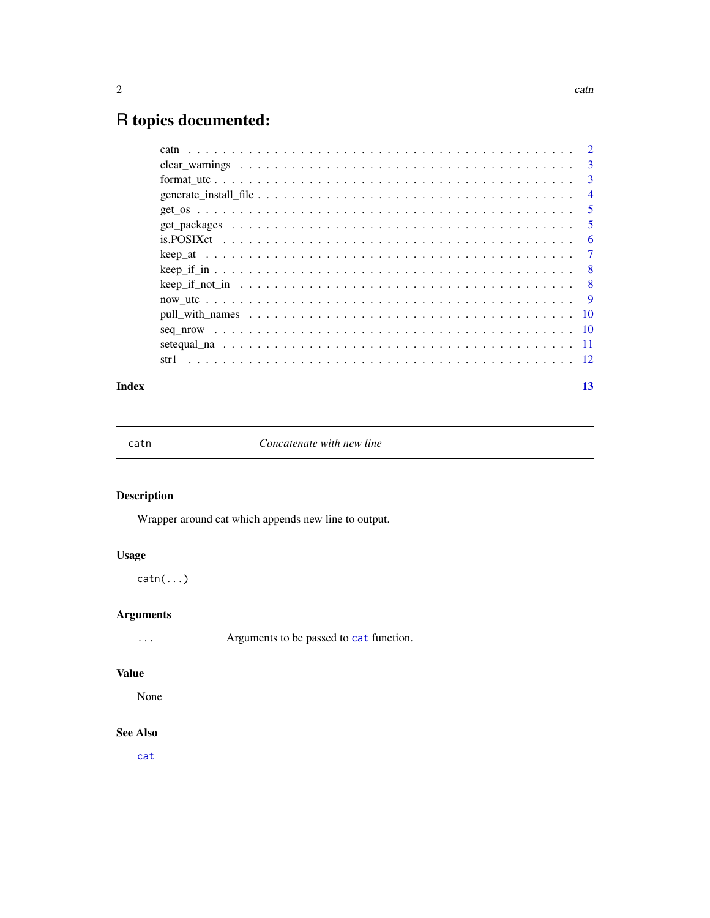# R topics documented:

| | |
|---|---|
| catn | 2 |
| clear_warnings | 3 |
| format_utc | 3 |
| generate_install_file | 4 |
| get_os | 5 |
| get_packages | 5 |
| is.POSIXct | 6 |
| keep_at | 7 |
| keep_if_in | 8 |
| keep_if_not_in | 8 |
| now_utc | 9 |
| pull_with_names | 10 |
| seq_nrow | 10 |
| setequal_na | 11 |
| str1 | 12 |

**Index** **13**

---

## catn — *Concatenate with new line*

---

### Description

Wrapper around cat which appends new line to output.

### Usage

```
catn(...)
```

### Arguments

| | |
|---|---|
| `...` | Arguments to be passed to `cat` function. |

### Value

None

### See Also

`cat`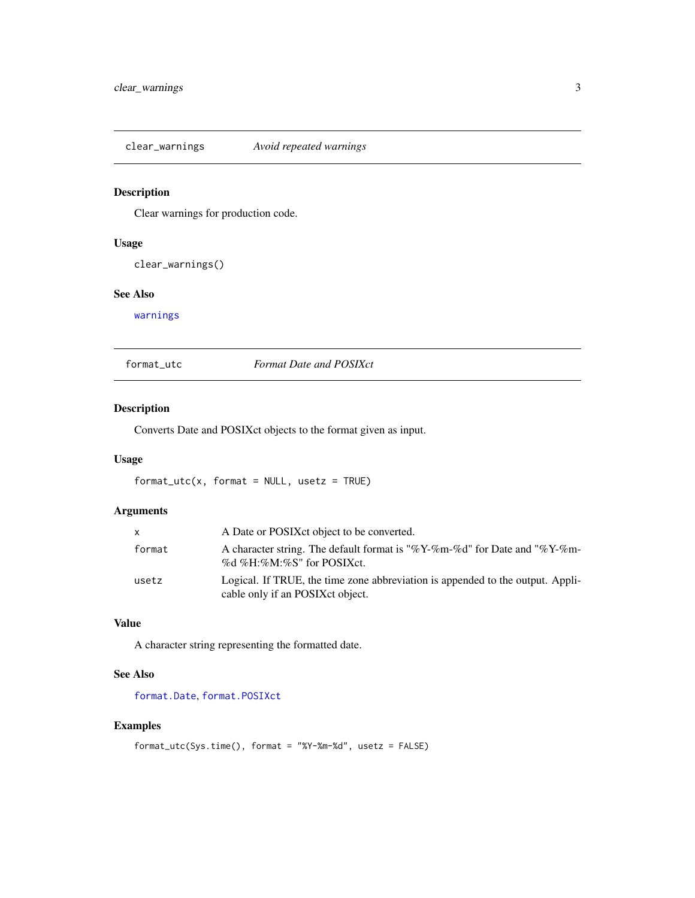## clear_warnings — *Avoid repeated warnings*

### Description

Clear warnings for production code.

### Usage

```
clear_warnings()
```

### See Also

warnings

## format_utc — *Format Date and POSIXct*

### Description

Converts Date and POSIXct objects to the format given as input.

### Usage

```
format_utc(x, format = NULL, usetz = TRUE)
```

### Arguments

| | |
|---|---|
| x | A Date or POSIXct object to be converted. |
| format | A character string. The default format is "%Y-%m-%d" for Date and "%Y-%m-%d %H:%M:%S" for POSIXct. |
| usetz | Logical. If TRUE, the time zone abbreviation is appended to the output. Applicable only if an POSIXct object. |

### Value

A character string representing the formatted date.

### See Also

format.Date, format.POSIXct

### Examples

```
format_utc(Sys.time(), format = "%Y-%m-%d", usetz = FALSE)
```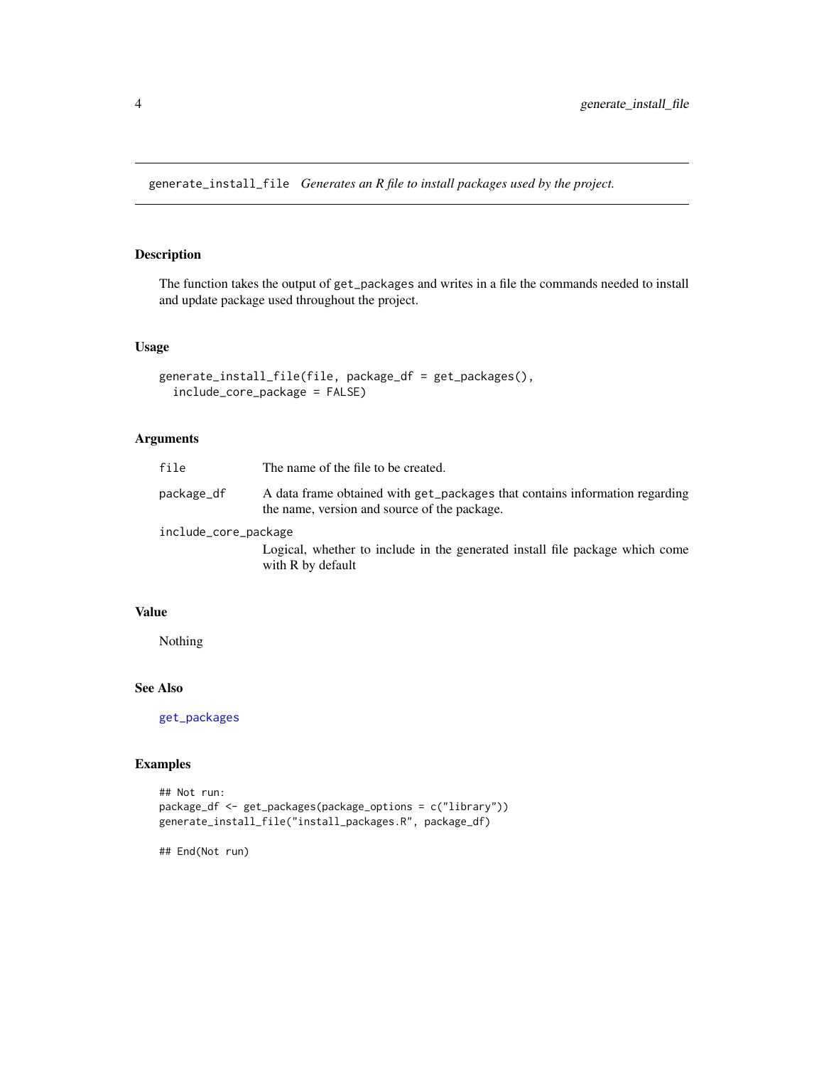## generate_install_file *Generates an R file to install packages used by the project.*

### Description

The function takes the output of `get_packages` and writes in a file the commands needed to install and update package used throughout the project.

### Usage

```
generate_install_file(file, package_df = get_packages(),
  include_core_package = FALSE)
```

### Arguments

| | |
|---|---|
| `file` | The name of the file to be created. |
| `package_df` | A data frame obtained with `get_packages` that contains information regarding the name, version and source of the package. |
| `include_core_package` | Logical, whether to include in the generated install file package which come with R by default |

### Value

Nothing

### See Also

`get_packages`

### Examples

```
## Not run:
package_df <- get_packages(package_options = c("library"))
generate_install_file("install_packages.R", package_df)

## End(Not run)
```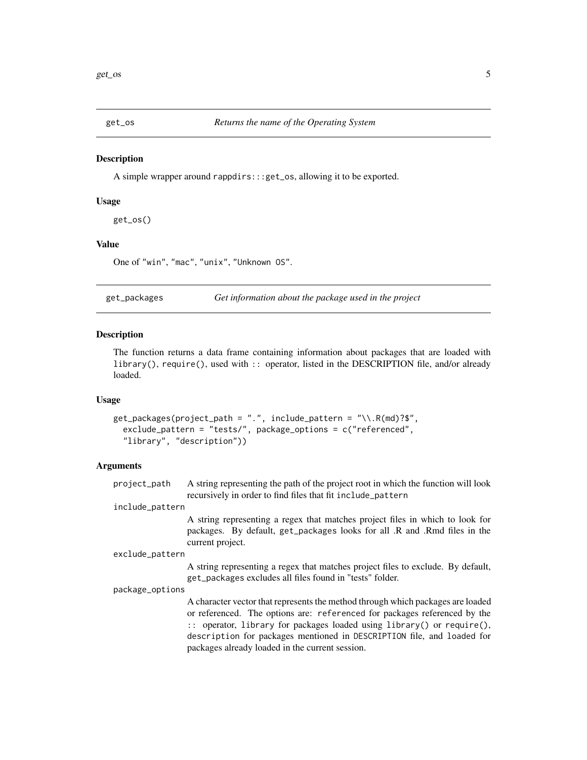## get_os — *Returns the name of the Operating System*

### Description

A simple wrapper around `rappdirs:::get_os`, allowing it to be exported.

### Usage

```
get_os()
```

### Value

One of "`win`", "`mac`", "`unix`", "`Unknown OS`".

## get_packages — *Get information about the package used in the project*

### Description

The function returns a data frame containing information about packages that are loaded with `library()`, `require()`, used with `::` operator, listed in the DESCRIPTION file, and/or already loaded.

### Usage

```
get_packages(project_path = ".", include_pattern = "\\.R(md)?$",
  exclude_pattern = "tests/", package_options = c("referenced",
  "library", "description"))
```

### Arguments

| | |
|---|---|
| `project_path` | A string representing the path of the project root in which the function will look recursively in order to find files that fit `include_pattern` |
| `include_pattern` | A string representing a regex that matches project files in which to look for packages. By default, `get_packages` looks for all .R and .Rmd files in the current project. |
| `exclude_pattern` | A string representing a regex that matches project files to exclude. By default, `get_packages` excludes all files found in "tests" folder. |
| `package_options` | A character vector that represents the method through which packages are loaded or referenced. The options are: `referenced` for packages referenced by the `::` operator, `library` for packages loaded using `library()` or `require()`, `description` for packages mentioned in `DESCRIPTION` file, and `loaded` for packages already loaded in the current session. |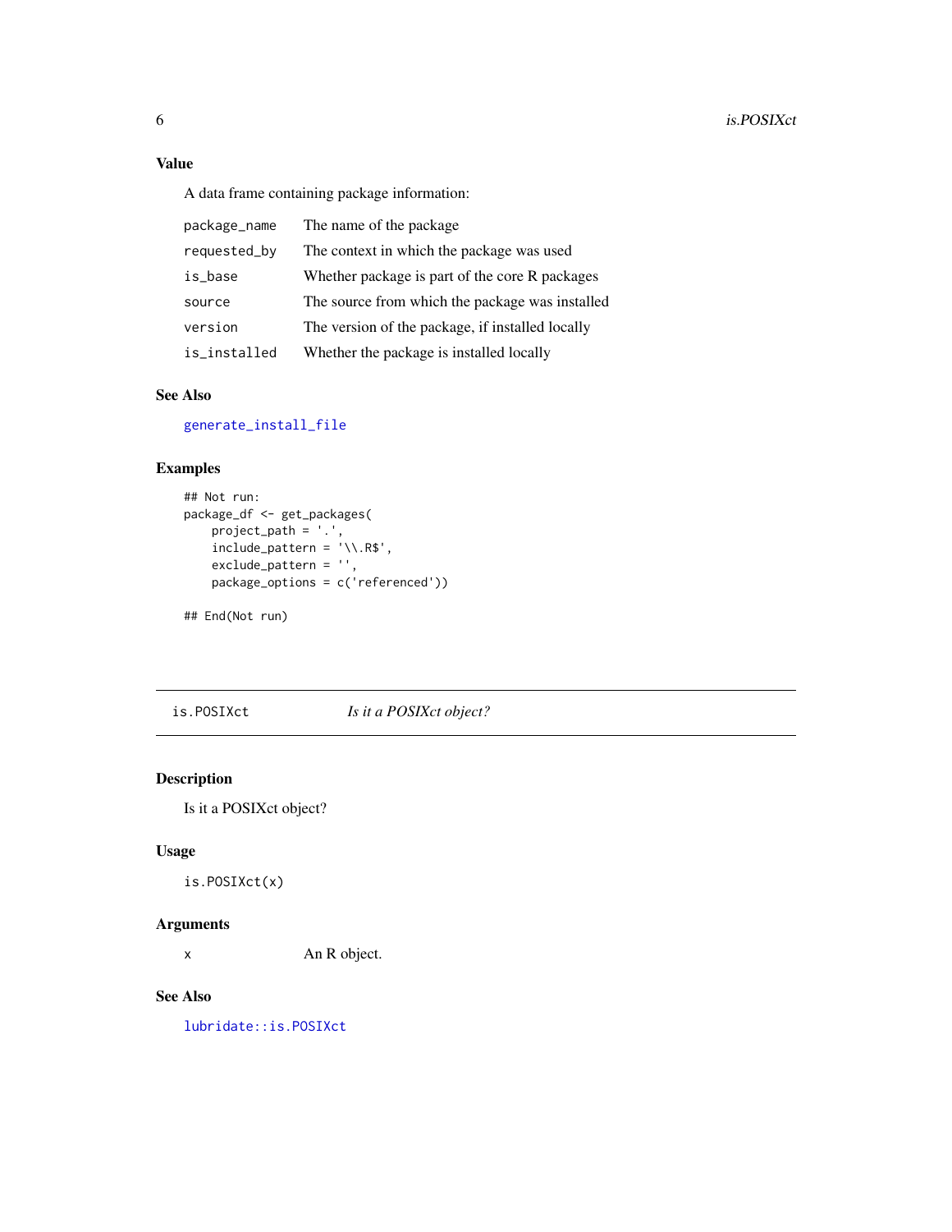### Value

A data frame containing package information:

| | |
|---|---|
| package_name | The name of the package |
| requested_by | The context in which the package was used |
| is_base | Whether package is part of the core R packages |
| source | The source from which the package was installed |
| version | The version of the package, if installed locally |
| is_installed | Whether the package is installed locally |

### See Also

generate_install_file

### Examples

```
## Not run:
package_df <- get_packages(
    project_path = '.',
    include_pattern = '\\.R$',
    exclude_pattern = '',
    package_options = c('referenced'))

## End(Not run)
```

---

## is.POSIXct — *Is it a POSIXct object?*

---

### Description

Is it a POSIXct object?

### Usage

```
is.POSIXct(x)
```

### Arguments

| | |
|---|---|
| x | An R object. |

### See Also

lubridate::is.POSIXct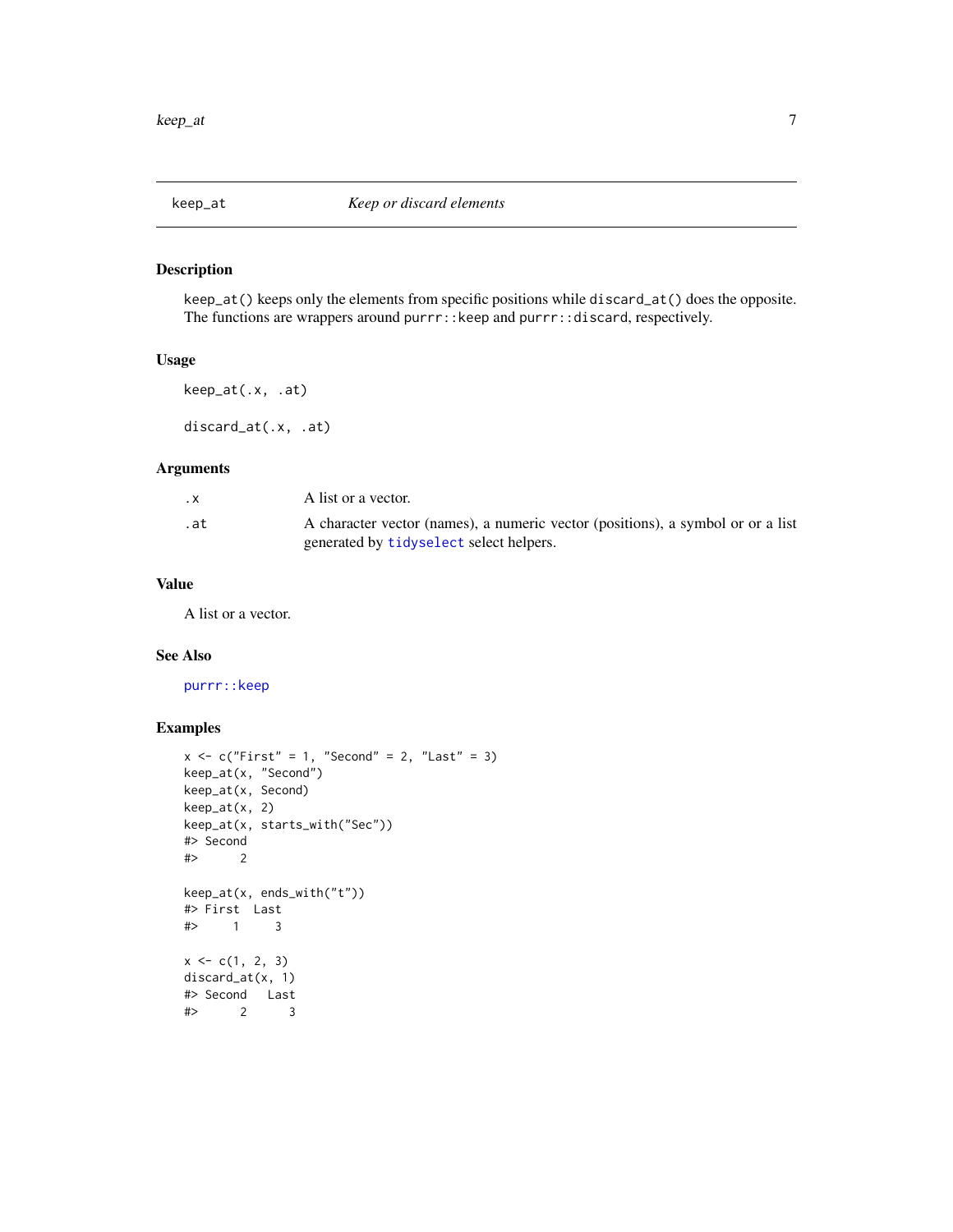# keep_at — *Keep or discard elements*

## Description

`keep_at()` keeps only the elements from specific positions while `discard_at()` does the opposite. The functions are wrappers around `purrr::keep` and `purrr::discard`, respectively.

## Usage

```
keep_at(.x, .at)

discard_at(.x, .at)
```

## Arguments

| | |
|---|---|
| `.x` | A list or a vector. |
| `.at` | A character vector (names), a numeric vector (positions), a symbol or or a list generated by `tidyselect` select helpers. |

## Value

A list or a vector.

## See Also

`purrr::keep`

## Examples

```
x <- c("First" = 1, "Second" = 2, "Last" = 3)
keep_at(x, "Second")
keep_at(x, Second)
keep_at(x, 2)
keep_at(x, starts_with("Sec"))
#> Second
#>      2

keep_at(x, ends_with("t"))
#> First  Last
#>     1     3

x <- c(1, 2, 3)
discard_at(x, 1)
#> Second   Last
#>      2      3
```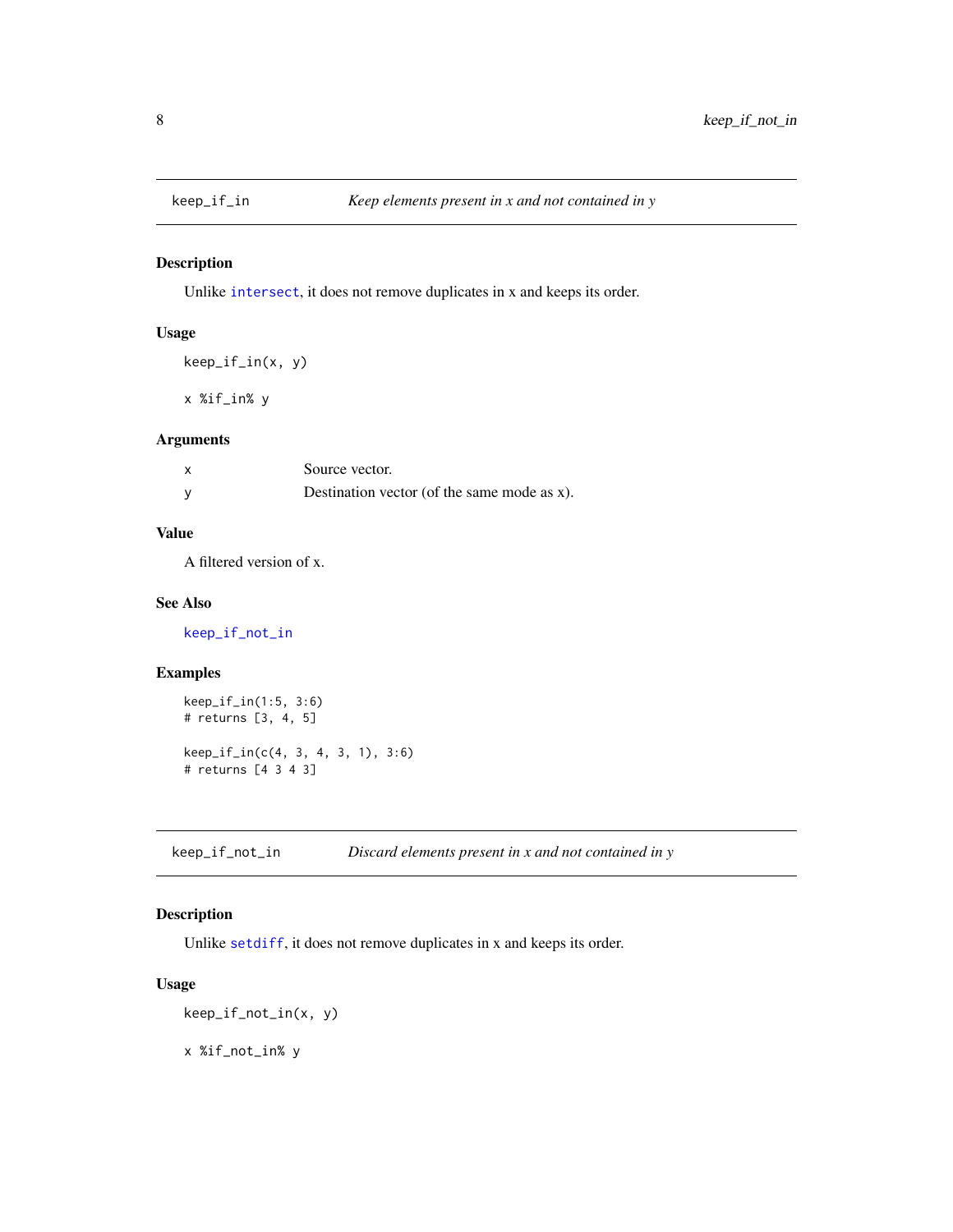## keep_if_in — *Keep elements present in x and not contained in y*

### Description

Unlike intersect, it does not remove duplicates in x and keeps its order.

### Usage

```
keep_if_in(x, y)

x %if_in% y
```

### Arguments

| | |
|---|---|
| x | Source vector. |
| y | Destination vector (of the same mode as x). |

### Value

A filtered version of x.

### See Also

keep_if_not_in

### Examples

```
keep_if_in(1:5, 3:6)
# returns [3, 4, 5]

keep_if_in(c(4, 3, 4, 3, 1), 3:6)
# returns [4 3 4 3]
```

## keep_if_not_in — *Discard elements present in x and not contained in y*

### Description

Unlike setdiff, it does not remove duplicates in x and keeps its order.

### Usage

```
keep_if_not_in(x, y)

x %if_not_in% y
```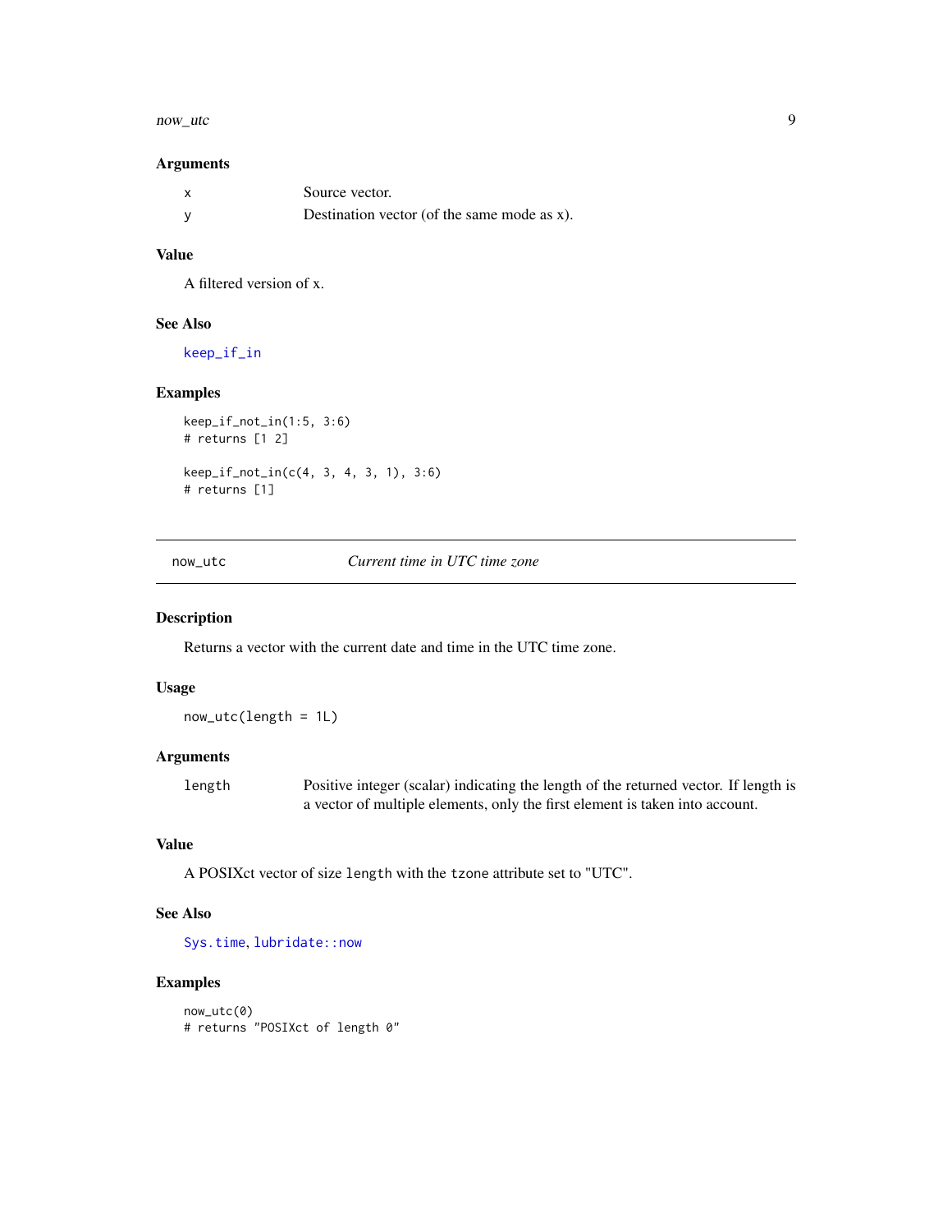### Arguments

| | |
|---|---|
| x | Source vector. |
| y | Destination vector (of the same mode as x). |

### Value

A filtered version of x.

### See Also

keep_if_in

### Examples

```
keep_if_not_in(1:5, 3:6)
# returns [1 2]

keep_if_not_in(c(4, 3, 4, 3, 1), 3:6)
# returns [1]
```

---

## now_utc *Current time in UTC time zone*

---

### Description

Returns a vector with the current date and time in the UTC time zone.

### Usage

```
now_utc(length = 1L)
```

### Arguments

| | |
|---|---|
| length | Positive integer (scalar) indicating the length of the returned vector. If length is a vector of multiple elements, only the first element is taken into account. |

### Value

A POSIXct vector of size `length` with the `tzone` attribute set to "UTC".

### See Also

Sys.time, lubridate::now

### Examples

```
now_utc(0)
# returns "POSIXct of length 0"
```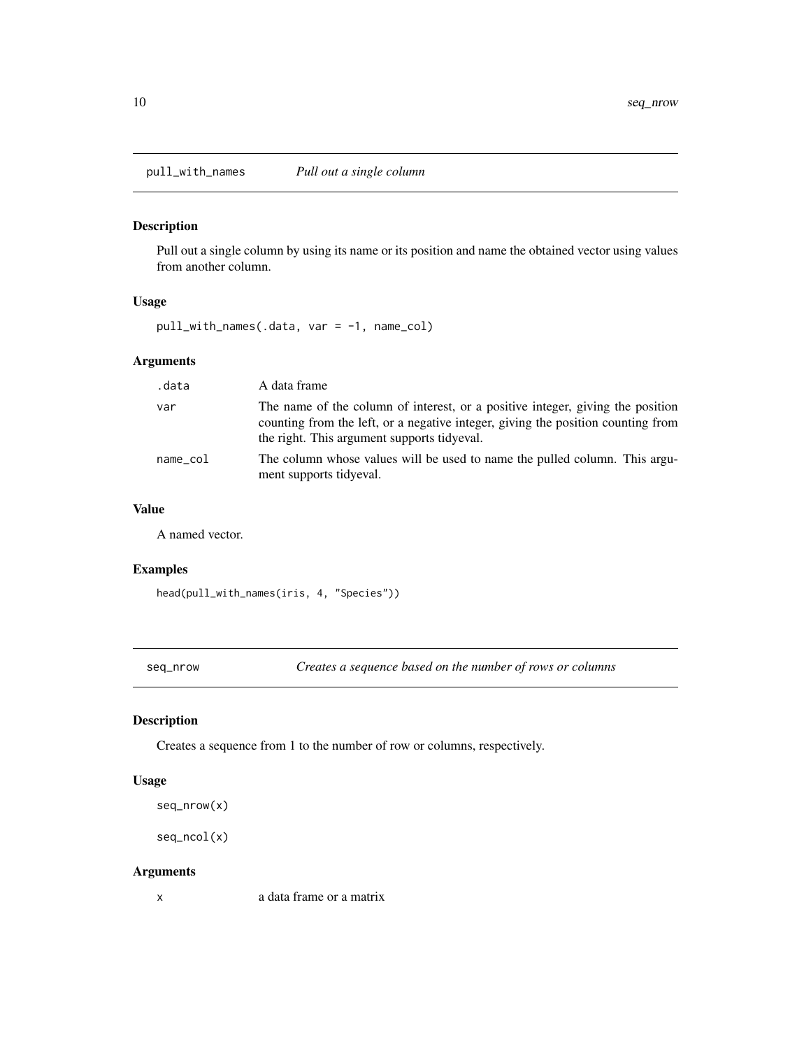## pull_with_names — *Pull out a single column*

### Description

Pull out a single column by using its name or its position and name the obtained vector using values from another column.

### Usage

```
pull_with_names(.data, var = -1, name_col)
```

### Arguments

| | |
|---|---|
| `.data` | A data frame |
| `var` | The name of the column of interest, or a positive integer, giving the position counting from the left, or a negative integer, giving the position counting from the right. This argument supports tidyeval. |
| `name_col` | The column whose values will be used to name the pulled column. This argument supports tidyeval. |

### Value

A named vector.

### Examples

```
head(pull_with_names(iris, 4, "Species"))
```

## seq_nrow — *Creates a sequence based on the number of rows or columns*

### Description

Creates a sequence from 1 to the number of row or columns, respectively.

### Usage

```
seq_nrow(x)

seq_ncol(x)
```

### Arguments

| | |
|---|---|
| `x` | a data frame or a matrix |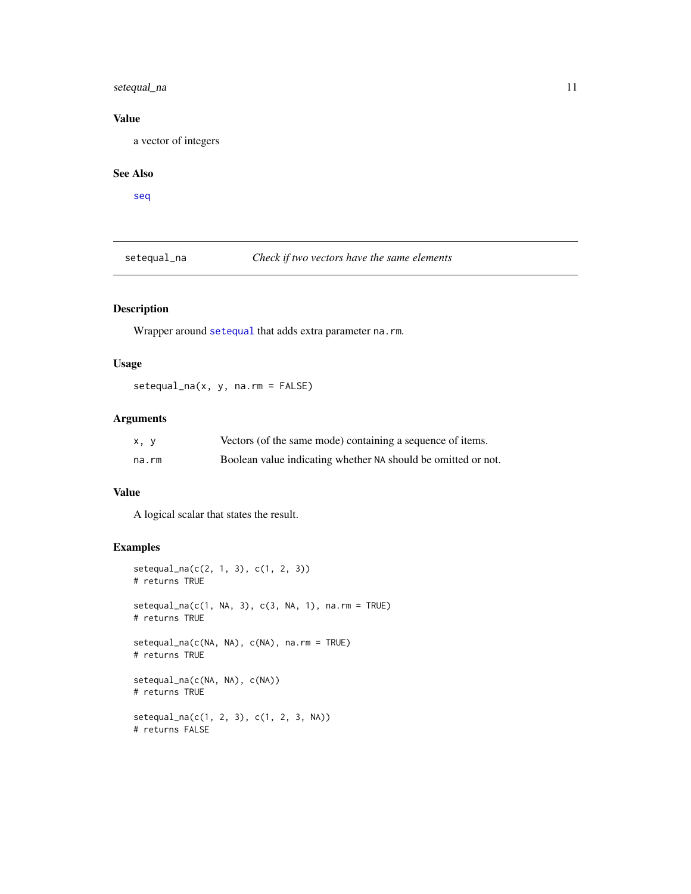### Value

a vector of integers

### See Also

seq

---

## setequal_na — *Check if two vectors have the same elements*

### Description

Wrapper around `setequal` that adds extra parameter `na.rm`.

### Usage

```
setequal_na(x, y, na.rm = FALSE)
```

### Arguments

| | |
|---|---|
| `x, y` | Vectors (of the same mode) containing a sequence of items. |
| `na.rm` | Boolean value indicating whether `NA` should be omitted or not. |

### Value

A logical scalar that states the result.

### Examples

```
setequal_na(c(2, 1, 3), c(1, 2, 3))
# returns TRUE

setequal_na(c(1, NA, 3), c(3, NA, 1), na.rm = TRUE)
# returns TRUE

setequal_na(c(NA, NA), c(NA), na.rm = TRUE)
# returns TRUE

setequal_na(c(NA, NA), c(NA))
# returns TRUE

setequal_na(c(1, 2, 3), c(1, 2, 3, NA))
# returns FALSE
```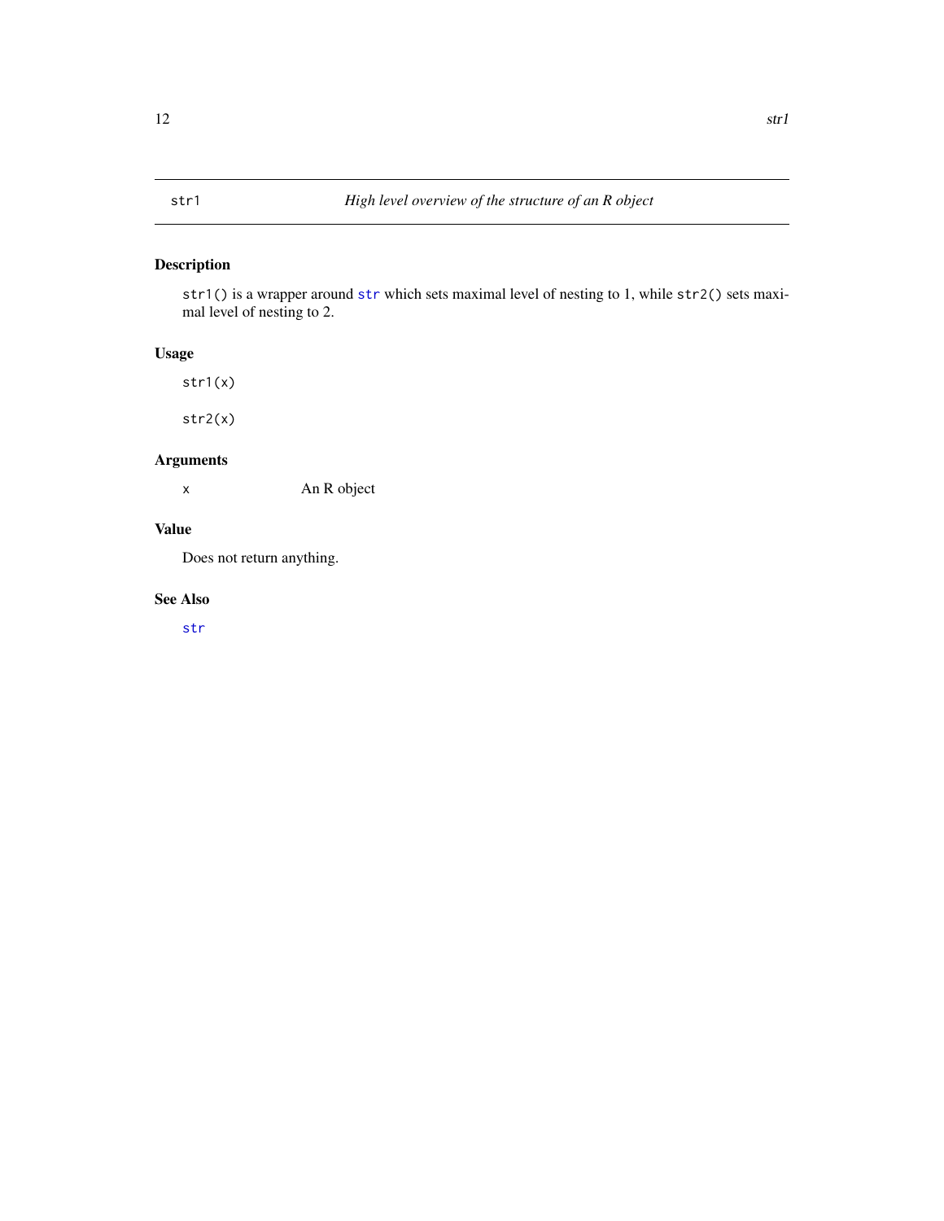# str1 — *High level overview of the structure of an an R object*

## Description

`str1()` is a wrapper around `str` which sets maximal level of nesting to 1, while `str2()` sets maximal level of nesting to 2.

## Usage

```
str1(x)

str2(x)
```

## Arguments

| | |
|---|---|
| `x` | An R object |

## Value

Does not return anything.

## See Also

`str`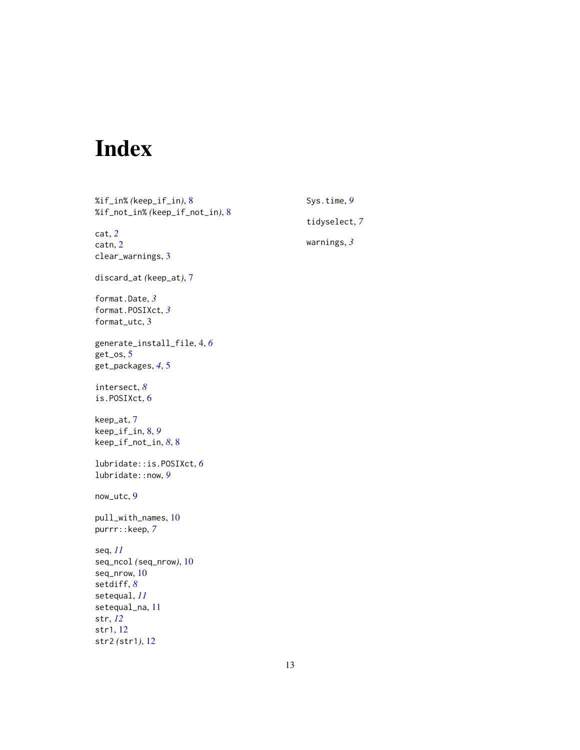# Index

%if_in% (keep_if_in), 8
%if_not_in% (keep_if_not_in), 8

cat, *2*
catn, 2
clear_warnings, 3

discard_at (keep_at), 7

format.Date, *3*
format.POSIXct, *3*
format_utc, 3

generate_install_file, 4, *6*
get_os, 5
get_packages, *4*, 5

intersect, *8*
is.POSIXct, 6

keep_at, 7
keep_if_in, 8, *9*
keep_if_not_in, *8*, 8

lubridate::is.POSIXct, *6*
lubridate::now, *9*

now_utc, 9

pull_with_names, 10
purrr::keep, *7*

seq, *11*
seq_ncol (seq_nrow), 10
seq_nrow, 10
setdiff, *8*
setequal, *11*
setequal_na, 11
str, *12*
str1, 12
str2 (str1), 12

Sys.time, *9*

tidyselect, *7*

warnings, *3*